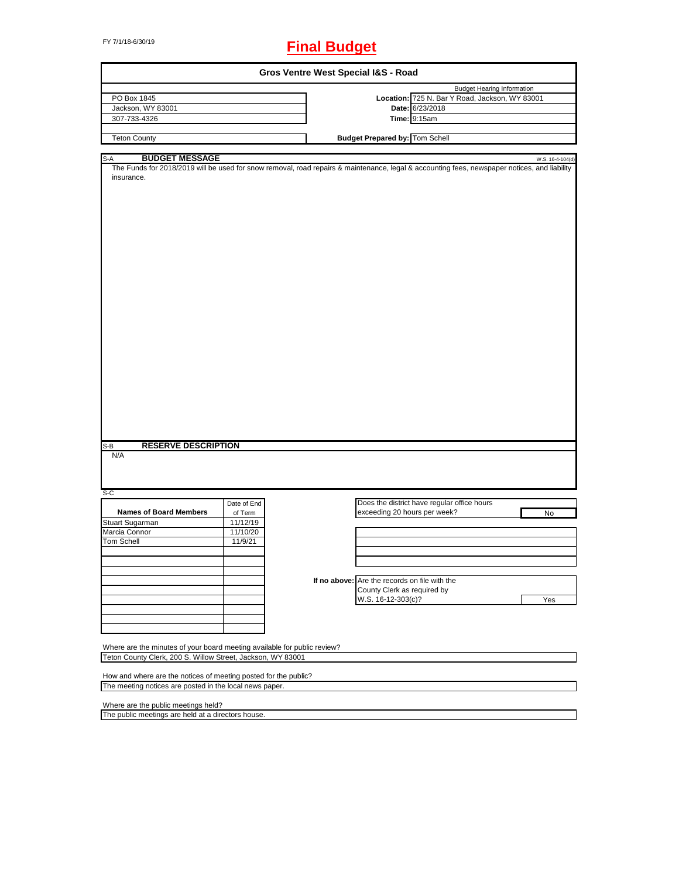FY 7/1/18-6/30/19

# Final Budget

## Gros Ventre West Special I&S - Road

| | | |
|---|---|---|
| PO Box 1845 | | Budget Hearing Information |
| Jackson, WY 83001 | **Location:** | 725 N. Bar Y Road, Jackson, WY 83001 |
| 307-733-4326 | **Date:** | 6/23/2018 |
| | **Time:** | 9:15am |
| Teton County | **Budget Prepared by:** | Tom Schell |

### S-A BUDGET MESSAGE

W.S. 16-4-104(d)

The Funds for 2018/2019 will be used for snow removal, road repairs & maintenance, legal & accounting fees, newspaper notices, and liability insurance.

### S-B RESERVE DESCRIPTION

N/A

### S-C

| Names of Board Members | Date of End of Term |
|---|---|
| Stuart Sugarman | 11/12/19 |
| Marcia Connor | 11/10/20 |
| Tom Schell | 11/9/21 |

Does the district have regular office hours exceeding 20 hours per week? **No**

**If no above:** Are the records on file with the County Clerk as required by W.S. 16-12-303(c)? **Yes**

Where are the minutes of your board meeting available for public review?

Teton County Clerk, 200 S. Willow Street, Jackson, WY 83001

How and where are the notices of meeting posted for the public?

The meeting notices are posted in the local news paper.

Where are the public meetings held?

The public meetings are held at a directors house.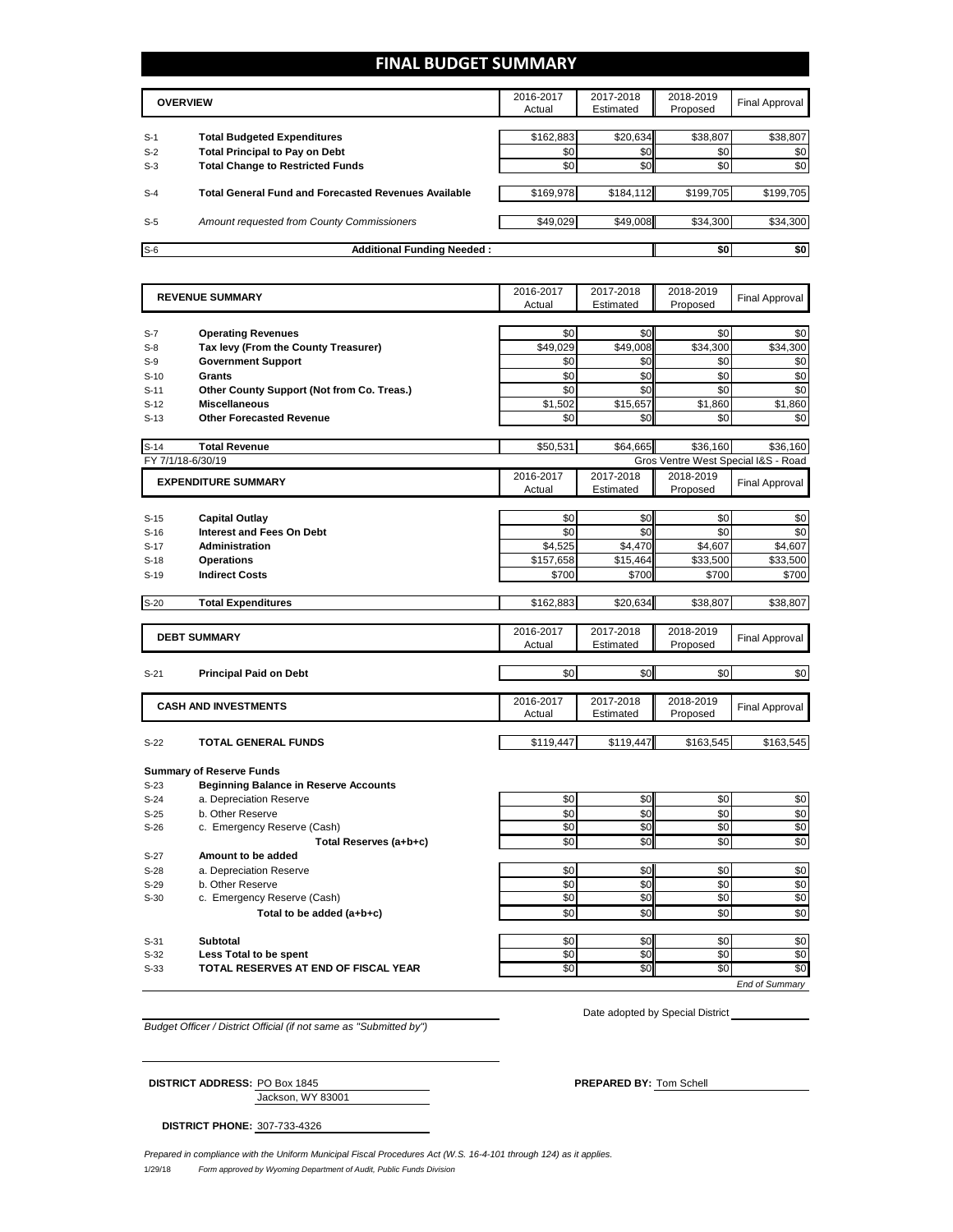# FINAL BUDGET SUMMARY

| | OVERVIEW | 2016-2017 Actual | 2017-2018 Estimated | 2018-2019 Proposed | Final Approval |
|---|---|---|---|---|---|
| S-1 | **Total Budgeted Expenditures** | $162,883 | $20,634 | $38,807 | $38,807 |
| S-2 | **Total Principal to Pay on Debt** | $0 | $0 | $0 | $0 |
| S-3 | **Total Change to Restricted Funds** | $0 | $0 | $0 | $0 |
| S-4 | **Total General Fund and Forecasted Revenues Available** | $169,978 | $184,112 | $199,705 | $199,705 |
| S-5 | *Amount requested from County Commissioners* | $49,029 | $49,008 | $34,300 | $34,300 |
| S-6 | **Additional Funding Needed :** | | | $0 | $0 |

| | REVENUE SUMMARY | 2016-2017 Actual | 2017-2018 Estimated | 2018-2019 Proposed | Final Approval |
|---|---|---|---|---|---|
| S-7 | **Operating Revenues** | $0 | $0 | $0 | $0 |
| S-8 | **Tax levy (From the County Treasurer)** | $49,029 | $49,008 | $34,300 | $34,300 |
| S-9 | **Government Support** | $0 | $0 | $0 | $0 |
| S-10 | **Grants** | $0 | $0 | $0 | $0 |
| S-11 | **Other County Support (Not from Co. Treas.)** | $0 | $0 | $0 | $0 |
| S-12 | **Miscellaneous** | $1,502 | $15,657 | $1,860 | $1,860 |
| S-13 | **Other Forecasted Revenue** | $0 | $0 | $0 | $0 |
| S-14 | **Total Revenue** | $50,531 | $64,665 | $36,160 | $36,160 |

FY 7/1/18-6/30/19 — Gros Ventre West Special I&S - Road

| | EXPENDITURE SUMMARY | 2016-2017 Actual | 2017-2018 Estimated | 2018-2019 Proposed | Final Approval |
|---|---|---|---|---|---|
| S-15 | **Capital Outlay** | $0 | $0 | $0 | $0 |
| S-16 | **Interest and Fees On Debt** | $0 | $0 | $0 | $0 |
| S-17 | **Administration** | $4,525 | $4,470 | $4,607 | $4,607 |
| S-18 | **Operations** | $157,658 | $15,464 | $33,500 | $33,500 |
| S-19 | **Indirect Costs** | $700 | $700 | $700 | $700 |
| S-20 | **Total Expenditures** | $162,883 | $20,634 | $38,807 | $38,807 |

| | DEBT SUMMARY | 2016-2017 Actual | 2017-2018 Estimated | 2018-2019 Proposed | Final Approval |
|---|---|---|---|---|---|
| S-21 | **Principal Paid on Debt** | $0 | $0 | $0 | $0 |

| | CASH AND INVESTMENTS | 2016-2017 Actual | 2017-2018 Estimated | 2018-2019 Proposed | Final Approval |
|---|---|---|---|---|---|
| S-22 | **TOTAL GENERAL FUNDS** | $119,447 | $119,447 | $163,545 | $163,545 |
| | **Summary of Reserve Funds** | | | | |
| S-23 | **Beginning Balance in Reserve Accounts** | | | | |
| S-24 | a. Depreciation Reserve | $0 | $0 | $0 | $0 |
| S-25 | b. Other Reserve | $0 | $0 | $0 | $0 |
| S-26 | c. Emergency Reserve (Cash) | $0 | $0 | $0 | $0 |
| | **Total Reserves (a+b+c)** | $0 | $0 | $0 | $0 |
| S-27 | **Amount to be added** | | | | |
| S-28 | a. Depreciation Reserve | $0 | $0 | $0 | $0 |
| S-29 | b. Other Reserve | $0 | $0 | $0 | $0 |
| S-30 | c. Emergency Reserve (Cash) | $0 | $0 | $0 | $0 |
| | **Total to be added (a+b+c)** | $0 | $0 | $0 | $0 |
| S-31 | **Subtotal** | $0 | $0 | $0 | $0 |
| S-32 | **Less Total to be spent** | $0 | $0 | $0 | $0 |
| S-33 | **TOTAL RESERVES AT END OF FISCAL YEAR** | $0 | $0 | $0 | $0 |

*End of Summary*

*Budget Officer / District Official (if not same as "Submitted by")*

Date adopted by Special District

**DISTRICT ADDRESS:** PO Box 1845
Jackson, WY 83001

**PREPARED BY:** Tom Schell

**DISTRICT PHONE:** 307-733-4326

*Prepared in compliance with the Uniform Municipal Fiscal Procedures Act (W.S. 16-4-101 through 124) as it applies.*

1/29/18 *Form approved by Wyoming Department of Audit, Public Funds Division*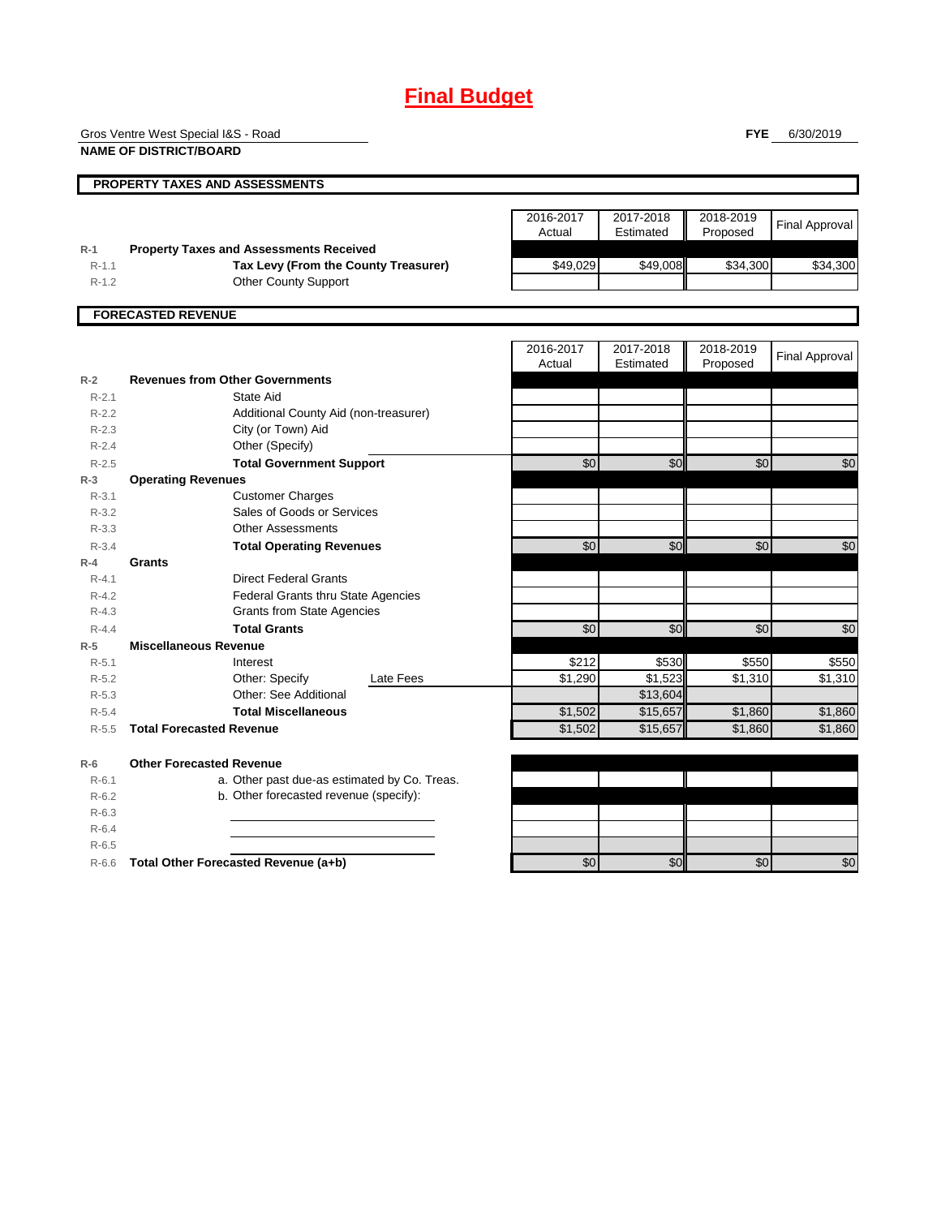# Final Budget

Gros Ventre West Special I&S - Road
**NAME OF DISTRICT/BOARD**

**FYE** 6/30/2019

## PROPERTY TAXES AND ASSESSMENTS

| | | 2016-2017 Actual | 2017-2018 Estimated | 2018-2019 Proposed | Final Approval |
|---|---|---|---|---|---|
| R-1 | **Property Taxes and Assessments Received** | | | | |
| R-1.1 | **Tax Levy (From the County Treasurer)** | $49,029 | $49,008 | $34,300 | $34,300 |
| R-1.2 | Other County Support | | | | |

## FORECASTED REVENUE

| | | 2016-2017 Actual | 2017-2018 Estimated | 2018-2019 Proposed | Final Approval |
|---|---|---|---|---|---|
| R-2 | **Revenues from Other Governments** | | | | |
| R-2.1 | State Aid | | | | |
| R-2.2 | Additional County Aid (non-treasurer) | | | | |
| R-2.3 | City (or Town) Aid | | | | |
| R-2.4 | Other (Specify) | | | | |
| R-2.5 | **Total Government Support** | $0 | $0 | $0 | $0 |
| R-3 | **Operating Revenues** | | | | |
| R-3.1 | Customer Charges | | | | |
| R-3.2 | Sales of Goods or Services | | | | |
| R-3.3 | Other Assessments | | | | |
| R-3.4 | **Total Operating Revenues** | $0 | $0 | $0 | $0 |
| R-4 | **Grants** | | | | |
| R-4.1 | Direct Federal Grants | | | | |
| R-4.2 | Federal Grants thru State Agencies | | | | |
| R-4.3 | Grants from State Agencies | | | | |
| R-4.4 | **Total Grants** | $0 | $0 | $0 | $0 |
| R-5 | **Miscellaneous Revenue** | | | | |
| R-5.1 | Interest | $212 | $530 | $550 | $550 |
| R-5.2 | Other: Specify Late Fees | $1,290 | $1,523 | $1,310 | $1,310 |
| R-5.3 | Other: See Additional | | $13,604 | | |
| R-5.4 | **Total Miscellaneous** | $1,502 | $15,657 | $1,860 | $1,860 |
| R-5.5 | **Total Forecasted Revenue** | $1,502 | $15,657 | $1,860 | $1,860 |
| R-6 | **Other Forecasted Revenue** | | | | |
| R-6.1 | a. Other past due-as estimated by Co. Treas. | | | | |
| R-6.2 | b. Other forecasted revenue (specify): | | | | |
| R-6.3 | | | | | |
| R-6.4 | | | | | |
| R-6.5 | | | | | |
| R-6.6 | **Total Other Forecasted Revenue (a+b)** | $0 | $0 | $0 | $0 |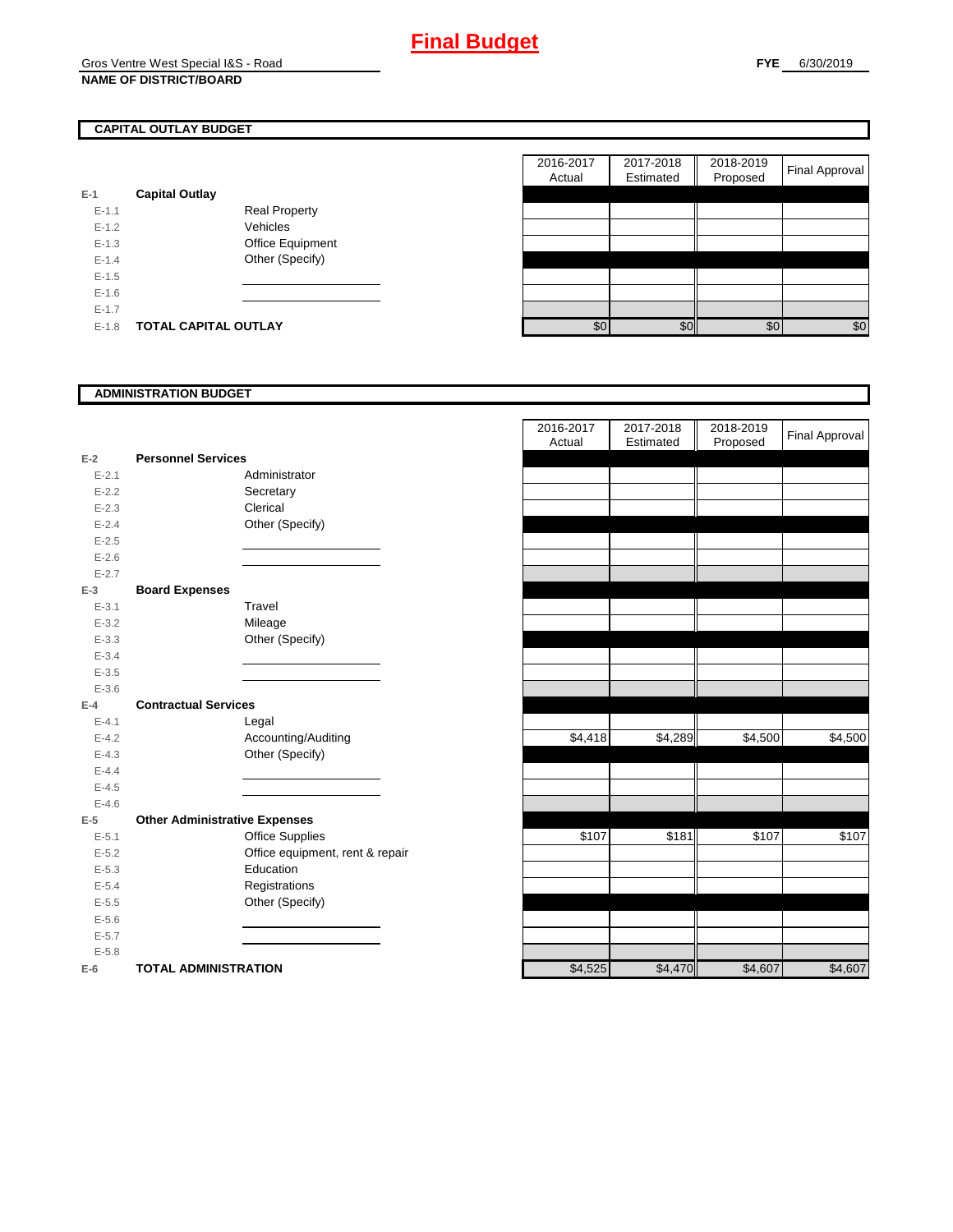# Final Budget

Gros Ventre West Special I&S - Road
**NAME OF DISTRICT/BOARD**

**FYE** 6/30/2019

## CAPITAL OUTLAY BUDGET

| | | | 2016-2017 Actual | 2017-2018 Estimated | 2018-2019 Proposed | Final Approval |
|---|---|---|---|---|---|---|
| E-1 | **Capital Outlay** | | | | | |
| E-1.1 | | Real Property | | | | |
| E-1.2 | | Vehicles | | | | |
| E-1.3 | | Office Equipment | | | | |
| E-1.4 | | Other (Specify) | | | | |
| E-1.5 | | | | | | |
| E-1.6 | | | | | | |
| E-1.7 | | | | | | |
| E-1.8 | **TOTAL CAPITAL OUTLAY** | | $0 | $0 | $0 | $0 |

## ADMINISTRATION BUDGET

| | | | 2016-2017 Actual | 2017-2018 Estimated | 2018-2019 Proposed | Final Approval |
|---|---|---|---|---|---|---|
| E-2 | **Personnel Services** | | | | | |
| E-2.1 | | Administrator | | | | |
| E-2.2 | | Secretary | | | | |
| E-2.3 | | Clerical | | | | |
| E-2.4 | | Other (Specify) | | | | |
| E-2.5 | | | | | | |
| E-2.6 | | | | | | |
| E-2.7 | | | | | | |
| E-3 | **Board Expenses** | | | | | |
| E-3.1 | | Travel | | | | |
| E-3.2 | | Mileage | | | | |
| E-3.3 | | Other (Specify) | | | | |
| E-3.4 | | | | | | |
| E-3.5 | | | | | | |
| E-3.6 | | | | | | |
| E-4 | **Contractual Services** | | | | | |
| E-4.1 | | Legal | | | | |
| E-4.2 | | Accounting/Auditing | $4,418 | $4,289 | $4,500 | $4,500 |
| E-4.3 | | Other (Specify) | | | | |
| E-4.4 | | | | | | |
| E-4.5 | | | | | | |
| E-4.6 | | | | | | |
| E-5 | **Other Administrative Expenses** | | | | | |
| E-5.1 | | Office Supplies | $107 | $181 | $107 | $107 |
| E-5.2 | | Office equipment, rent & repair | | | | |
| E-5.3 | | Education | | | | |
| E-5.4 | | Registrations | | | | |
| E-5.5 | | Other (Specify) | | | | |
| E-5.6 | | | | | | |
| E-5.7 | | | | | | |
| E-5.8 | | | | | | |
| E-6 | **TOTAL ADMINISTRATION** | | $4,525 | $4,470 | $4,607 | $4,607 |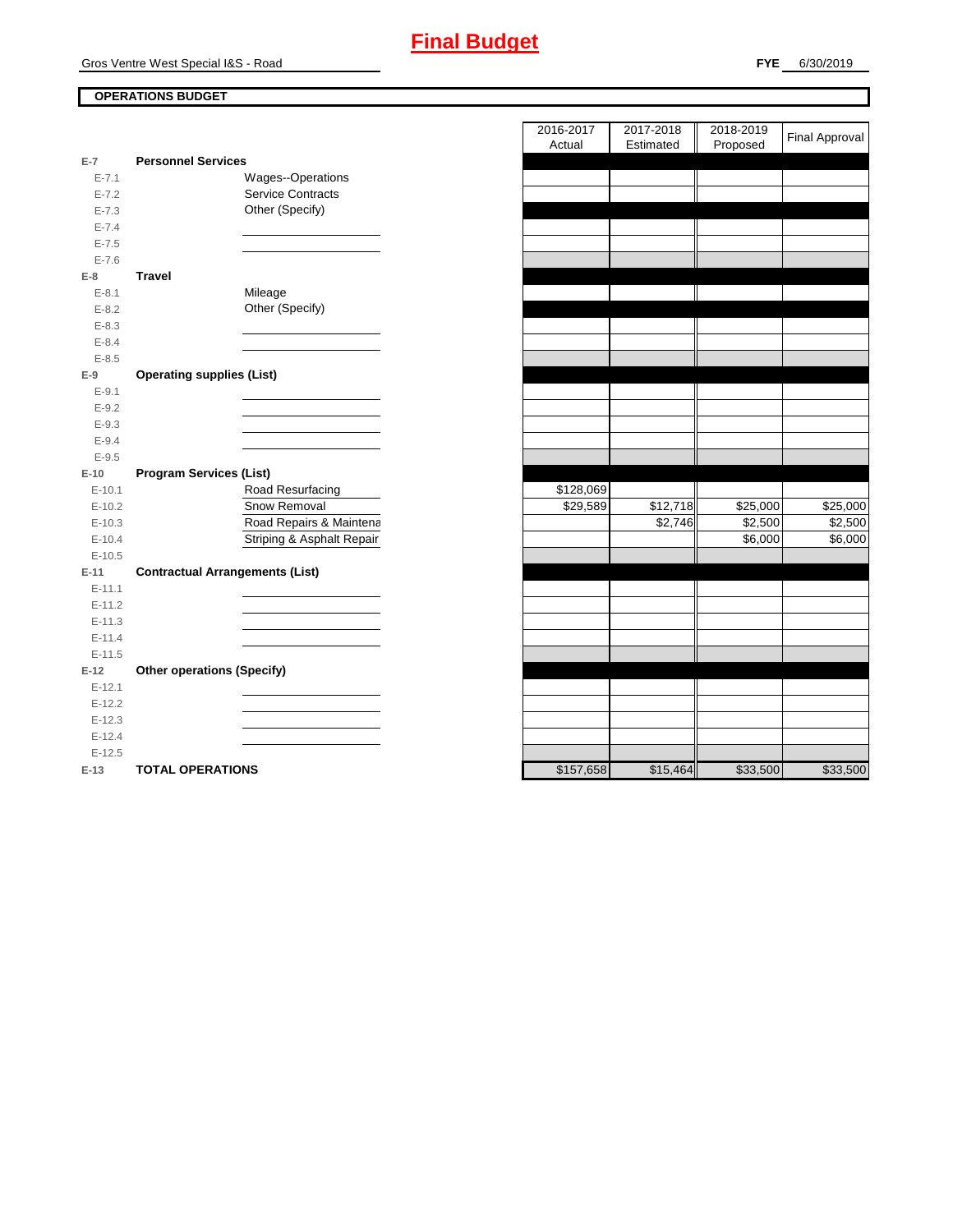# Final Budget

Gros Ventre West Special I&S - Road

**FYE** 6/30/2019

**OPERATIONS BUDGET**

| | | | 2016-2017 Actual | 2017-2018 Estimated | 2018-2019 Proposed | Final Approval |
|---|---|---|---|---|---|---|
| E-7 | **Personnel Services** | | | | | |
| E-7.1 | | Wages--Operations | | | | |
| E-7.2 | | Service Contracts | | | | |
| E-7.3 | | Other (Specify) | | | | |
| E-7.4 | | | | | | |
| E-7.5 | | | | | | |
| E-7.6 | | | | | | |
| E-8 | **Travel** | | | | | |
| E-8.1 | | Mileage | | | | |
| E-8.2 | | Other (Specify) | | | | |
| E-8.3 | | | | | | |
| E-8.4 | | | | | | |
| E-8.5 | | | | | | |
| E-9 | **Operating supplies (List)** | | | | | |
| E-9.1 | | | | | | |
| E-9.2 | | | | | | |
| E-9.3 | | | | | | |
| E-9.4 | | | | | | |
| E-9.5 | | | | | | |
| E-10 | **Program Services (List)** | | | | | |
| E-10.1 | | Road Resurfacing | $128,069 | | | |
| E-10.2 | | Snow Removal | $29,589 | $12,718 | $25,000 | $25,000 |
| E-10.3 | | Road Repairs & Maintena | | $2,746 | $2,500 | $2,500 |
| E-10.4 | | Striping & Asphalt Repair | | | $6,000 | $6,000 |
| E-10.5 | | | | | | |
| E-11 | **Contractual Arrangements (List)** | | | | | |
| E-11.1 | | | | | | |
| E-11.2 | | | | | | |
| E-11.3 | | | | | | |
| E-11.4 | | | | | | |
| E-11.5 | | | | | | |
| E-12 | **Other operations (Specify)** | | | | | |
| E-12.1 | | | | | | |
| E-12.2 | | | | | | |
| E-12.3 | | | | | | |
| E-12.4 | | | | | | |
| E-12.5 | | | | | | |
| E-13 | **TOTAL OPERATIONS** | | $157,658 | $15,464 | $33,500 | $33,500 |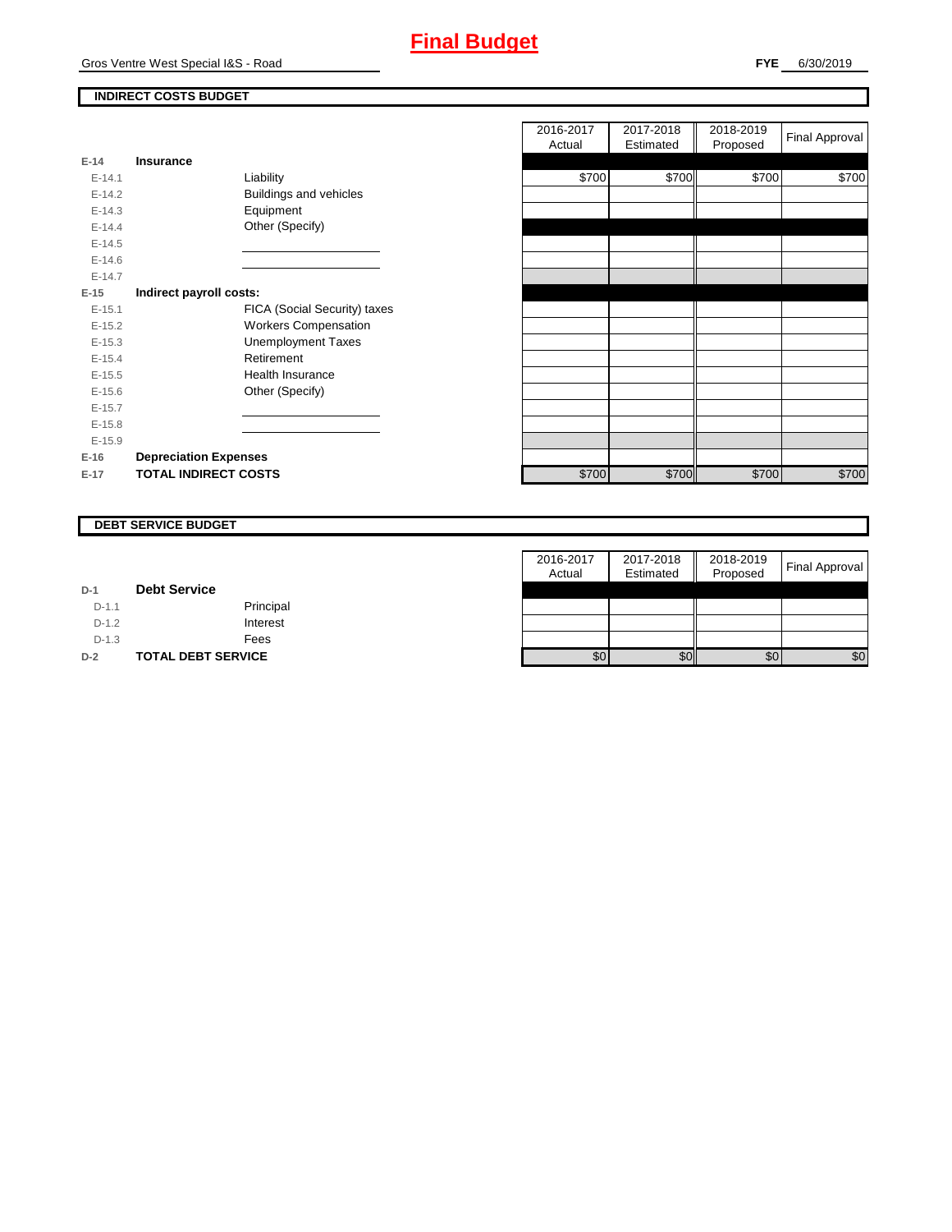# Final Budget

Gros Ventre West Special I&S - Road

**FYE** 6/30/2019

## INDIRECT COSTS BUDGET

| | | | 2016-2017 Actual | 2017-2018 Estimated | 2018-2019 Proposed | Final Approval |
|---|---|---|---|---|---|---|
| E-14 | **Insurance** | | | | | |
| E-14.1 | | Liability | $700 | $700 | $700 | $700 |
| E-14.2 | | Buildings and vehicles | | | | |
| E-14.3 | | Equipment | | | | |
| E-14.4 | | Other (Specify) | | | | |
| E-14.5 | | | | | | |
| E-14.6 | | | | | | |
| E-14.7 | | | | | | |
| E-15 | **Indirect payroll costs:** | | | | | |
| E-15.1 | | FICA (Social Security) taxes | | | | |
| E-15.2 | | Workers Compensation | | | | |
| E-15.3 | | Unemployment Taxes | | | | |
| E-15.4 | | Retirement | | | | |
| E-15.5 | | Health Insurance | | | | |
| E-15.6 | | Other (Specify) | | | | |
| E-15.7 | | | | | | |
| E-15.8 | | | | | | |
| E-15.9 | | | | | | |
| E-16 | **Depreciation Expenses** | | | | | |
| E-17 | **TOTAL INDIRECT COSTS** | | $700 | $700 | $700 | $700 |

## DEBT SERVICE BUDGET

| | | | 2016-2017 Actual | 2017-2018 Estimated | 2018-2019 Proposed | Final Approval |
|---|---|---|---|---|---|---|
| D-1 | **Debt Service** | | | | | |
| D-1.1 | | Principal | | | | |
| D-1.2 | | Interest | | | | |
| D-1.3 | | Fees | | | | |
| D-2 | **TOTAL DEBT SERVICE** | | $0 | $0 | $0 | $0 |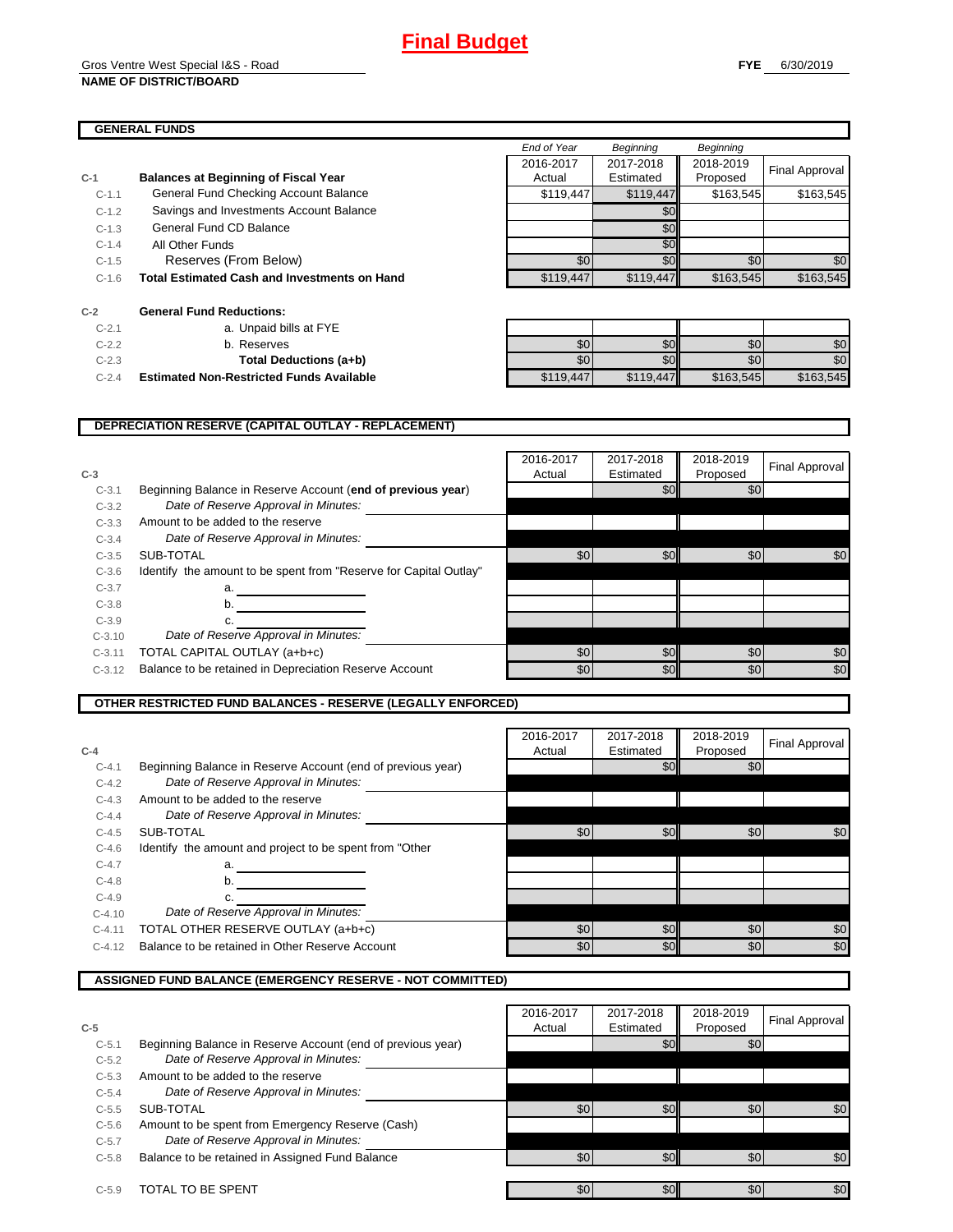# Final Budget

Gros Ventre West Special I&S - Road

**NAME OF DISTRICT/BOARD**

**FYE** 6/30/2019

## GENERAL FUNDS

| | | End of Year 2016-2017 Actual | Beginning 2017-2018 Estimated | Beginning 2018-2019 Proposed | Final Approval |
|---|---|---|---|---|---|
| **C-1** | **Balances at Beginning of Fiscal Year** | | | | |
| C-1.1 | General Fund Checking Account Balance | $119,447 | $119,447 | $163,545 | $163,545 |
| C-1.2 | Savings and Investments Account Balance | | $0 | | |
| C-1.3 | General Fund CD Balance | | $0 | | |
| C-1.4 | All Other Funds | | $0 | | |
| C-1.5 | Reserves (From Below) | $0 | $0 | $0 | $0 |
| C-1.6 | **Total Estimated Cash and Investments on Hand** | $119,447 | $119,447 | $163,545 | $163,545 |
| **C-2** | **General Fund Reductions:** | | | | |
| C-2.1 | a. Unpaid bills at FYE | | | | |
| C-2.2 | b. Reserves | $0 | $0 | $0 | $0 |
| C-2.3 | **Total Deductions (a+b)** | $0 | $0 | $0 | $0 |
| C-2.4 | **Estimated Non-Restricted Funds Available** | $119,447 | $119,447 | $163,545 | $163,545 |

## DEPRECIATION RESERVE (CAPITAL OUTLAY - REPLACEMENT)

| **C-3** | | 2016-2017 Actual | 2017-2018 Estimated | 2018-2019 Proposed | Final Approval |
|---|---|---|---|---|---|
| C-3.1 | Beginning Balance in Reserve Account (**end of previous year**) | | $0 | $0 | |
| C-3.2 | *Date of Reserve Approval in Minutes:* | | | | |
| C-3.3 | Amount to be added to the reserve | | | | |
| C-3.4 | *Date of Reserve Approval in Minutes:* | | | | |
| C-3.5 | SUB-TOTAL | $0 | $0 | $0 | $0 |
| C-3.6 | Identify the amount to be spent from "Reserve for Capital Outlay" | | | | |
| C-3.7 | a. | | | | |
| C-3.8 | b. | | | | |
| C-3.9 | c. | | | | |
| C-3.10 | *Date of Reserve Approval in Minutes:* | | | | |
| C-3.11 | TOTAL CAPITAL OUTLAY (a+b+c) | $0 | $0 | $0 | $0 |
| C-3.12 | Balance to be retained in Depreciation Reserve Account | $0 | $0 | $0 | $0 |

## OTHER RESTRICTED FUND BALANCES - RESERVE (LEGALLY ENFORCED)

| **C-4** | | 2016-2017 Actual | 2017-2018 Estimated | 2018-2019 Proposed | Final Approval |
|---|---|---|---|---|---|
| C-4.1 | Beginning Balance in Reserve Account (end of previous year) | | $0 | $0 | |
| C-4.2 | *Date of Reserve Approval in Minutes:* | | | | |
| C-4.3 | Amount to be added to the reserve | | | | |
| C-4.4 | *Date of Reserve Approval in Minutes:* | | | | |
| C-4.5 | SUB-TOTAL | $0 | $0 | $0 | $0 |
| C-4.6 | Identify the amount and project to be spent from "Other | | | | |
| C-4.7 | a. | | | | |
| C-4.8 | b. | | | | |
| C-4.9 | c. | | | | |
| C-4.10 | *Date of Reserve Approval in Minutes:* | | | | |
| C-4.11 | TOTAL OTHER RESERVE OUTLAY (a+b+c) | $0 | $0 | $0 | $0 |
| C-4.12 | Balance to be retained in Other Reserve Account | $0 | $0 | $0 | $0 |

## ASSIGNED FUND BALANCE (EMERGENCY RESERVE - NOT COMMITTED)

| **C-5** | | 2016-2017 Actual | 2017-2018 Estimated | 2018-2019 Proposed | Final Approval |
|---|---|---|---|---|---|
| C-5.1 | Beginning Balance in Reserve Account (end of previous year) | | $0 | $0 | |
| C-5.2 | *Date of Reserve Approval in Minutes:* | | | | |
| C-5.3 | Amount to be added to the reserve | | | | |
| C-5.4 | *Date of Reserve Approval in Minutes:* | | | | |
| C-5.5 | SUB-TOTAL | $0 | $0 | $0 | $0 |
| C-5.6 | Amount to be spent from Emergency Reserve (Cash) | | | | |
| C-5.7 | *Date of Reserve Approval in Minutes:* | | | | |
| C-5.8 | Balance to be retained in Assigned Fund Balance | $0 | $0 | $0 | $0 |
| C-5.9 | TOTAL TO BE SPENT | $0 | $0 | $0 | $0 |